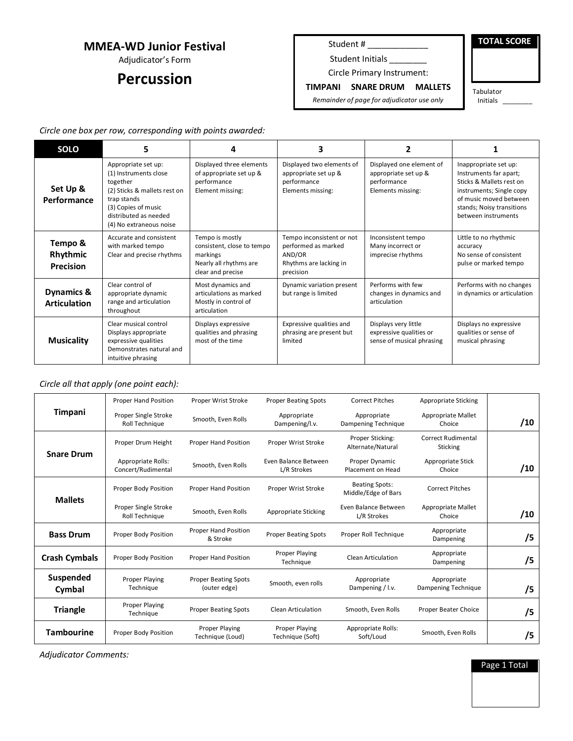## MMEA-WD Junior Festival

Adjudicator's Form

# Percussion

Student # _____________

Student Initials ________

Circle Primary Instrument:

**TIMPANI SNARE DRUM MALLETS**

*Remainder of page for adjudicator use only*

**TOTAL SCORE**

Tabulator Initials ________

*Circle one box per row, corresponding with points awarded:*

| SOLO | 5 | 4 | 3 | 2 | 1 |
|---|---|---|---|---|---|
| **Set Up & Performance** | Appropriate set up: (1) Instruments close together (2) Sticks & mallets rest on trap stands (3) Copies of music distributed as needed (4) No extraneous noise | Displayed three elements of appropriate set up & performance Element missing: | Displayed two elements of appropriate set up & performance Elements missing: | Displayed one element of appropriate set up & performance Elements missing: | Inappropriate set up: Instruments far apart; Sticks & Mallets rest on instruments; Single copy of music moved between stands; Noisy transitions between instruments |
| **Tempo & Rhythmic Precision** | Accurate and consistent with marked tempo Clear and precise rhythms | Tempo is mostly consistent, close to tempo markings Nearly all rhythms are clear and precise | Tempo inconsistent or not performed as marked AND/OR Rhythms are lacking in precision | Inconsistent tempo Many incorrect or imprecise rhythms | Little to no rhythmic accuracy No sense of consistent pulse or marked tempo |
| **Dynamics & Articulation** | Clear control of appropriate dynamic range and articulation throughout | Most dynamics and articulations as marked Mostly in control of articulation | Dynamic variation present but range is limited | Performs with few changes in dynamics and articulation | Performs with no changes in dynamics or articulation |
| **Musicality** | Clear musical control Displays appropriate expressive qualities Demonstrates natural and intuitive phrasing | Displays expressive qualities and phrasing most of the time | Expressive qualities and phrasing are present but limited | Displays very little expressive qualities or sense of musical phrasing | Displays no expressive qualities or sense of musical phrasing |

*Circle all that apply (one point each):*

| | | | | | | |
|---|---|---|---|---|---|---|
| **Timpani** | Proper Hand Position | Proper Wrist Stroke | Proper Beating Spots | Correct Pitches | Appropriate Sticking | |
| | Proper Single Stroke Roll Technique | Smooth, Even Rolls | Appropriate Dampening/l.v. | Appropriate Dampening Technique | Appropriate Mallet Choice | **/10** |
| **Snare Drum** | Proper Drum Height | Proper Hand Position | Proper Wrist Stroke | Proper Sticking: Alternate/Natural | Correct Rudimental Sticking | |
| | Appropriate Rolls: Concert/Rudimental | Smooth, Even Rolls | Even Balance Between L/R Strokes | Proper Dynamic Placement on Head | Appropriate Stick Choice | **/10** |
| **Mallets** | Proper Body Position | Proper Hand Position | Proper Wrist Stroke | Beating Spots: Middle/Edge of Bars | Correct Pitches | |
| | Proper Single Stroke Roll Technique | Smooth, Even Rolls | Appropriate Sticking | Even Balance Between L/R Strokes | Appropriate Mallet Choice | **/10** |
| **Bass Drum** | Proper Body Position | Proper Hand Position & Stroke | Proper Beating Spots | Proper Roll Technique | Appropriate Dampening | **/5** |
| **Crash Cymbals** | Proper Body Position | Proper Hand Position | Proper Playing Technique | Clean Articulation | Appropriate Dampening | **/5** |
| **Suspended Cymbal** | Proper Playing Technique | Proper Beating Spots (outer edge) | Smooth, even rolls | Appropriate Dampening / l.v. | Appropriate Dampening Technique | **/5** |
| **Triangle** | Proper Playing Technique | Proper Beating Spots | Clean Articulation | Smooth, Even Rolls | Proper Beater Choice | **/5** |
| **Tambourine** | Proper Body Position | Proper Playing Technique (Loud) | Proper Playing Technique (Soft) | Appropriate Rolls: Soft/Loud | Smooth, Even Rolls | **/5** |

*Adjudicator Comments:*

**Page 1 Total**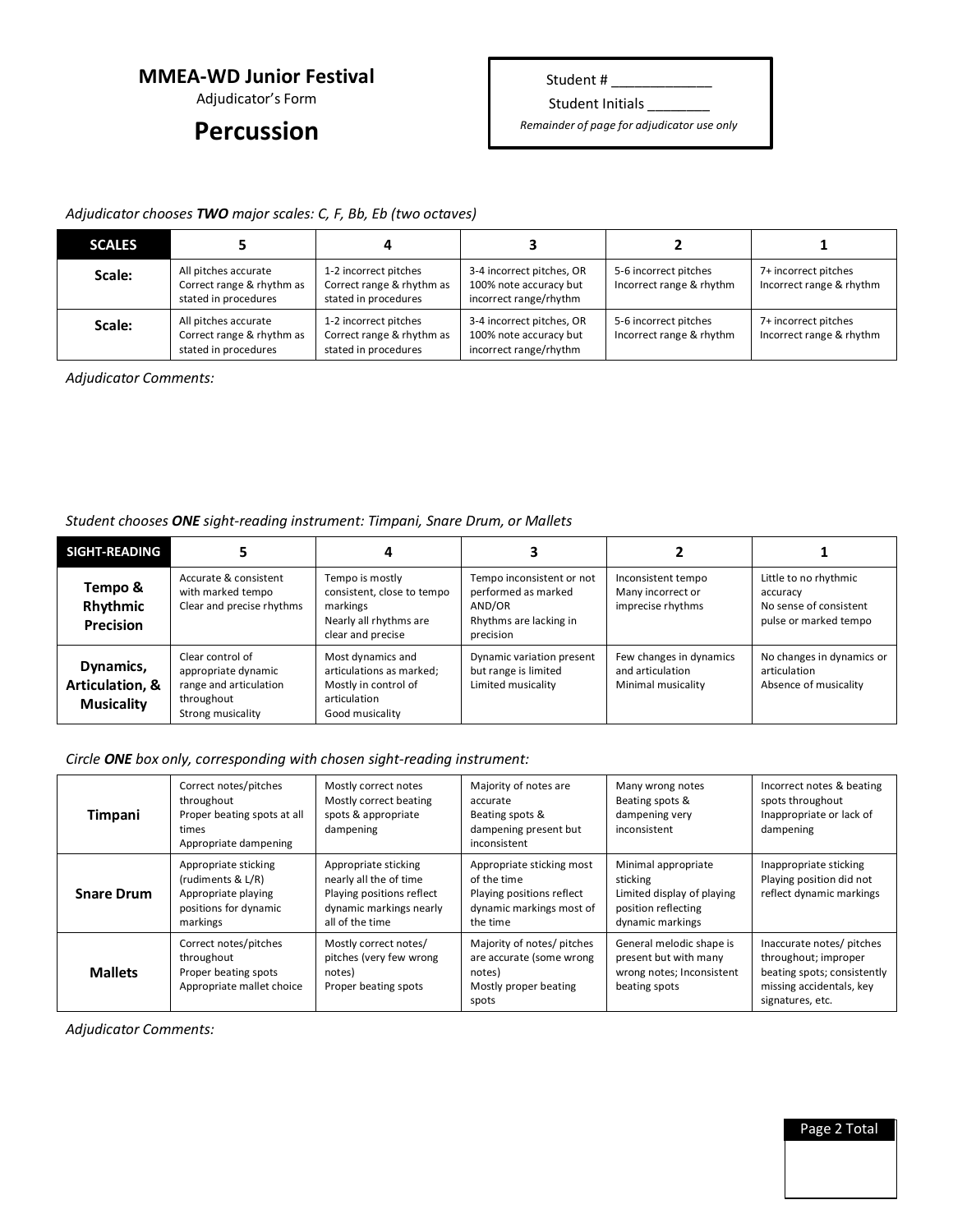## MMEA-WD Junior Festival

Adjudicator's Form

# Percussion

Student # ____________

Student Initials ________

*Remainder of page for adjudicator use only*

*Adjudicator chooses **TWO** major scales: C, F, Bb, Eb (two octaves)*

| SCALES | 5 | 4 | 3 | 2 | 1 |
|---|---|---|---|---|---|
| **Scale:** | All pitches accurate<br>Correct range & rhythm as stated in procedures | 1-2 incorrect pitches<br>Correct range & rhythm as stated in procedures | 3-4 incorrect pitches, OR 100% note accuracy but incorrect range/rhythm | 5-6 incorrect pitches<br>Incorrect range & rhythm | 7+ incorrect pitches<br>Incorrect range & rhythm |
| **Scale:** | All pitches accurate<br>Correct range & rhythm as stated in procedures | 1-2 incorrect pitches<br>Correct range & rhythm as stated in procedures | 3-4 incorrect pitches, OR 100% note accuracy but incorrect range/rhythm | 5-6 incorrect pitches<br>Incorrect range & rhythm | 7+ incorrect pitches<br>Incorrect range & rhythm |

*Adjudicator Comments:*

*Student chooses **ONE** sight-reading instrument: Timpani, Snare Drum, or Mallets*

| SIGHT-READING | 5 | 4 | 3 | 2 | 1 |
|---|---|---|---|---|---|
| **Tempo & Rhythmic Precision** | Accurate & consistent with marked tempo<br>Clear and precise rhythms | Tempo is mostly consistent, close to tempo markings<br>Nearly all rhythms are clear and precise | Tempo inconsistent or not performed as marked AND/OR<br>Rhythms are lacking in precision | Inconsistent tempo<br>Many incorrect or imprecise rhythms | Little to no rhythmic accuracy<br>No sense of consistent pulse or marked tempo |
| **Dynamics, Articulation, & Musicality** | Clear control of appropriate dynamic range and articulation throughout<br>Strong musicality | Most dynamics and articulations as marked; Mostly in control of articulation<br>Good musicality | Dynamic variation present but range is limited<br>Limited musicality | Few changes in dynamics and articulation<br>Minimal musicality | No changes in dynamics or articulation<br>Absence of musicality |

*Circle **ONE** box only, corresponding with chosen sight-reading instrument:*

| | | | | | |
|---|---|---|---|---|---|
| **Timpani** | Correct notes/pitches throughout<br>Proper beating spots at all times<br>Appropriate dampening | Mostly correct notes<br>Mostly correct beating spots & appropriate dampening | Majority of notes are accurate<br>Beating spots & dampening present but inconsistent | Many wrong notes<br>Beating spots & dampening very inconsistent | Incorrect notes & beating spots throughout<br>Inappropriate or lack of dampening |
| **Snare Drum** | Appropriate sticking (rudiments & L/R)<br>Appropriate playing positions for dynamic markings | Appropriate sticking nearly all the of time<br>Playing positions reflect dynamic markings nearly all of the time | Appropriate sticking most of the time<br>Playing positions reflect dynamic markings most of the time | Minimal appropriate sticking<br>Limited display of playing position reflecting dynamic markings | Inappropriate sticking<br>Playing position did not reflect dynamic markings |
| **Mallets** | Correct notes/pitches throughout<br>Proper beating spots<br>Appropriate mallet choice | Mostly correct notes/ pitches (very few wrong notes)<br>Proper beating spots | Majority of notes/ pitches are accurate (some wrong notes)<br>Mostly proper beating spots | General melodic shape is present but with many wrong notes; Inconsistent beating spots | Inaccurate notes/ pitches throughout; improper beating spots; consistently missing accidentals, key signatures, etc. |

*Adjudicator Comments:*

| Page 2 Total |
|---|
| |